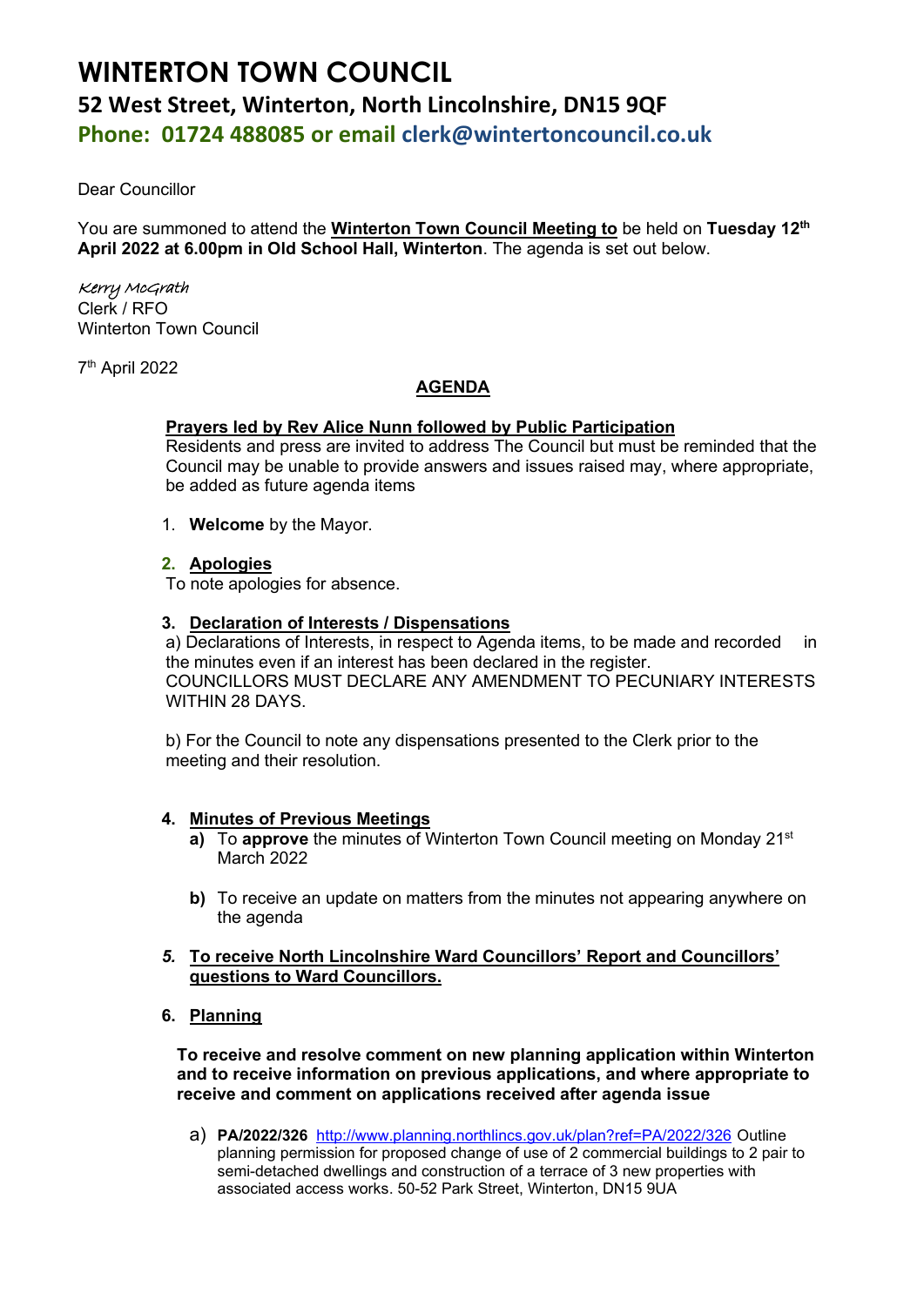# WINTERTON TOWN COUNCIL

## 52 West Street, Winterton, North Lincolnshire, DN15 9QF

**Phone: 01724 488085 or email clerk@wintertoncouncil.co.uk**

Dear Councillor

You are summoned to attend the **Winterton Town Council Meeting to** be held on **Tuesday 12th April 2022 at 6.00pm in Old School Hall, Winterton**. The agenda is set out below.

*Kerry McGrath*
Clerk / RFO
Winterton Town Council

7th April 2022

**AGENDA**

**Prayers led by Rev Alice Nunn followed by Public Participation**
Residents and press are invited to address The Council but must be reminded that the Council may be unable to provide answers and issues raised may, where appropriate, be added as future agenda items

1. **Welcome** by the Mayor.

2. **Apologies**
To note apologies for absence.

3. **Declaration of Interests / Dispensations**
a) Declarations of Interests, in respect to Agenda items, to be made and recorded in the minutes even if an interest has been declared in the register.
COUNCILLORS MUST DECLARE ANY AMENDMENT TO PECUNIARY INTERESTS WITHIN 28 DAYS.

b) For the Council to note any dispensations presented to the Clerk prior to the meeting and their resolution.

4. **Minutes of Previous Meetings**
   - **a)** To **approve** the minutes of Winterton Town Council meeting on Monday 21st March 2022
   - **b)** To receive an update on matters from the minutes not appearing anywhere on the agenda

5. ***To receive North Lincolnshire Ward Councillors' Report and Councillors' questions to Ward Councillors.***

6. **Planning**

**To receive and resolve comment on new planning application within Winterton and to receive information on previous applications, and where appropriate to receive and comment on applications received after agenda issue**

a) **PA/2022/326** http://www.planning.northlincs.gov.uk/plan?ref=PA/2022/326 Outline planning permission for proposed change of use of 2 commercial buildings to 2 pair to semi-detached dwellings and construction of a terrace of 3 new properties with associated access works. 50-52 Park Street, Winterton, DN15 9UA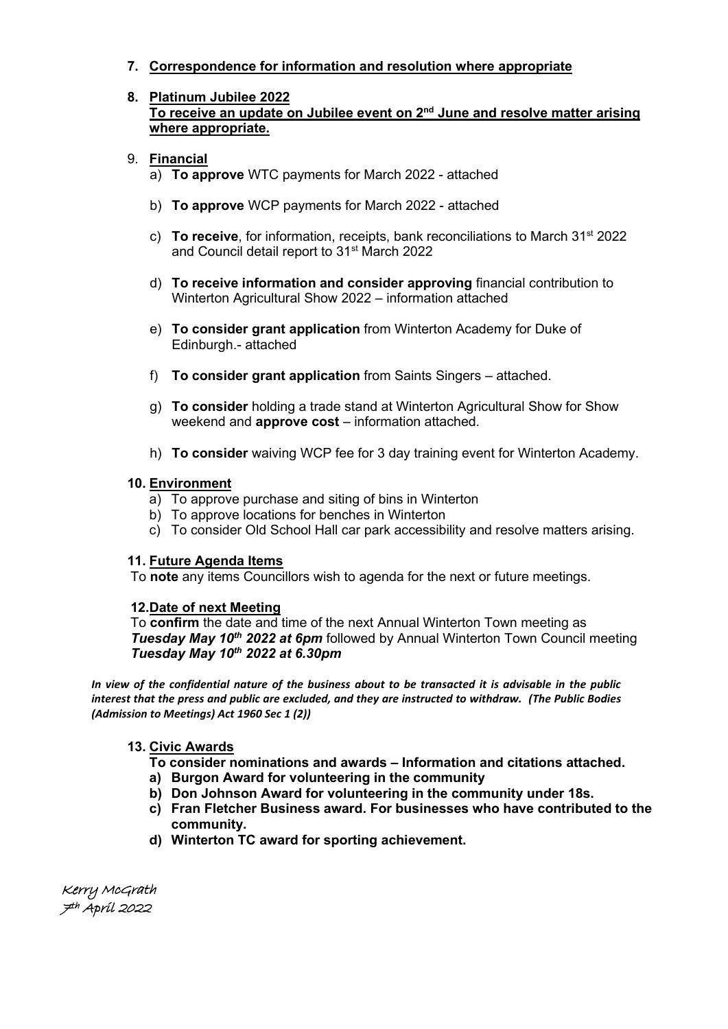7. **Correspondence for information and resolution where appropriate**

8. **Platinum Jubilee 2022**
   **To receive an update on Jubilee event on 2nd June and resolve matter arising where appropriate.**

9. **Financial**
   a) **To approve** WTC payments for March 2022 - attached

   b) **To approve** WCP payments for March 2022 - attached

   c) **To receive**, for information, receipts, bank reconciliations to March 31st 2022 and Council detail report to 31st March 2022

   d) **To receive information and consider approving** financial contribution to Winterton Agricultural Show 2022 – information attached

   e) **To consider grant application** from Winterton Academy for Duke of Edinburgh.- attached

   f) **To consider grant application** from Saints Singers – attached.

   g) **To consider** holding a trade stand at Winterton Agricultural Show for Show weekend and **approve cost** – information attached.

   h) **To consider** waiving WCP fee for 3 day training event for Winterton Academy.

10. **Environment**
    a) To approve purchase and siting of bins in Winterton
    b) To approve locations for benches in Winterton
    c) To consider Old School Hall car park accessibility and resolve matters arising.

11. **Future Agenda Items**
    To **note** any items Councillors wish to agenda for the next or future meetings.

12. **Date of next Meeting**
    To **confirm** the date and time of the next Annual Winterton Town meeting as ***Tuesday May 10th 2022 at 6pm*** followed by Annual Winterton Town Council meeting ***Tuesday May 10th 2022 at 6.30pm***

***In view of the confidential nature of the business about to be transacted it is advisable in the public interest that the press and public are excluded, and they are instructed to withdraw. (The Public Bodies (Admission to Meetings) Act 1960 Sec 1 (2))***

13. **Civic Awards**
    **To consider nominations and awards – Information and citations attached.**
    a) **Burgon Award for volunteering in the community**
    b) **Don Johnson Award for volunteering in the community under 18s.**
    c) **Fran Fletcher Business award. For businesses who have contributed to the community.**
    d) **Winterton TC award for sporting achievement.**

Kerry McGrath
7th April 2022